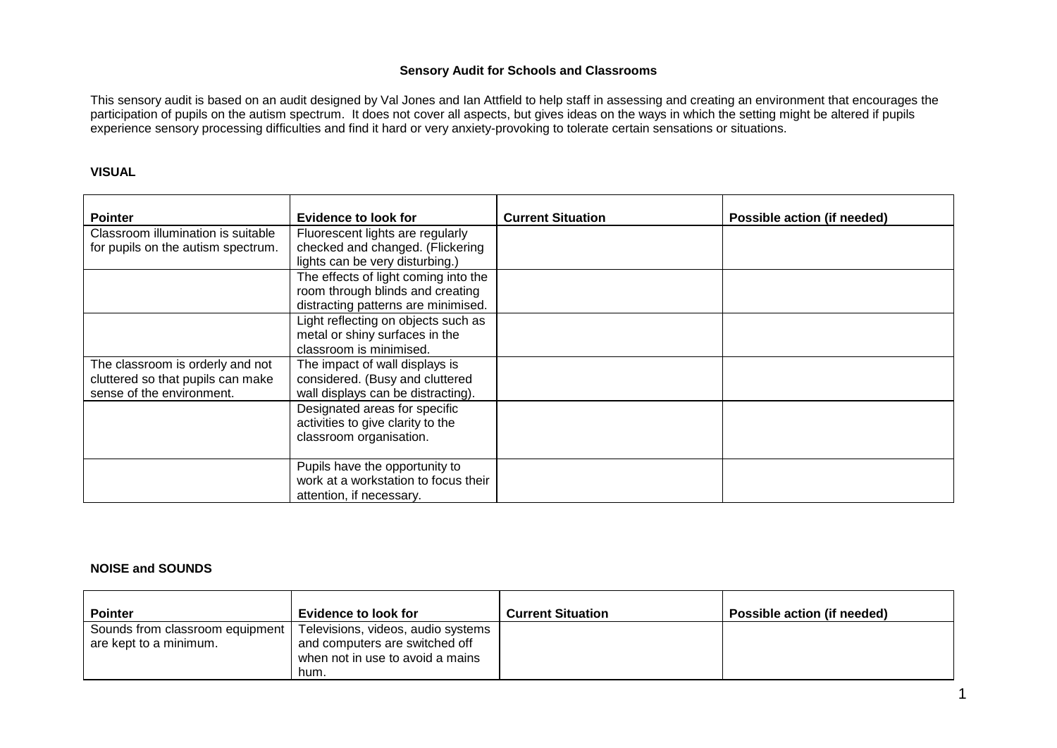# Sensory Audit for Schools and Classrooms

This sensory audit is based on an audit designed by Val Jones and Ian Attfield to help staff in assessing and creating an environment that encourages the participation of pupils on the autism spectrum. It does not cover all aspects, but gives ideas on the ways in which the setting might be altered if pupils experience sensory processing difficulties and find it hard or very anxiety-provoking to tolerate certain sensations or situations.

## VISUAL

| Pointer | Evidence to look for | Current Situation | Possible action (if needed) |
|---|---|---|---|
| Classroom illumination is suitable for pupils on the autism spectrum. | Fluorescent lights are regularly checked and changed. (Flickering lights can be very disturbing.) | | |
| | The effects of light coming into the room through blinds and creating distracting patterns are minimised. | | |
| | Light reflecting on objects such as metal or shiny surfaces in the classroom is minimised. | | |
| The classroom is orderly and not cluttered so that pupils can make sense of the environment. | The impact of wall displays is considered. (Busy and cluttered wall displays can be distracting). | | |
| | Designated areas for specific activities to give clarity to the classroom organisation. | | |
| | Pupils have the opportunity to work at a workstation to focus their attention, if necessary. | | |

## NOISE and SOUNDS

| Pointer | Evidence to look for | Current Situation | Possible action (if needed) |
|---|---|---|---|
| Sounds from classroom equipment are kept to a minimum. | Televisions, videos, audio systems and computers are switched off when not in use to avoid a mains hum. | | |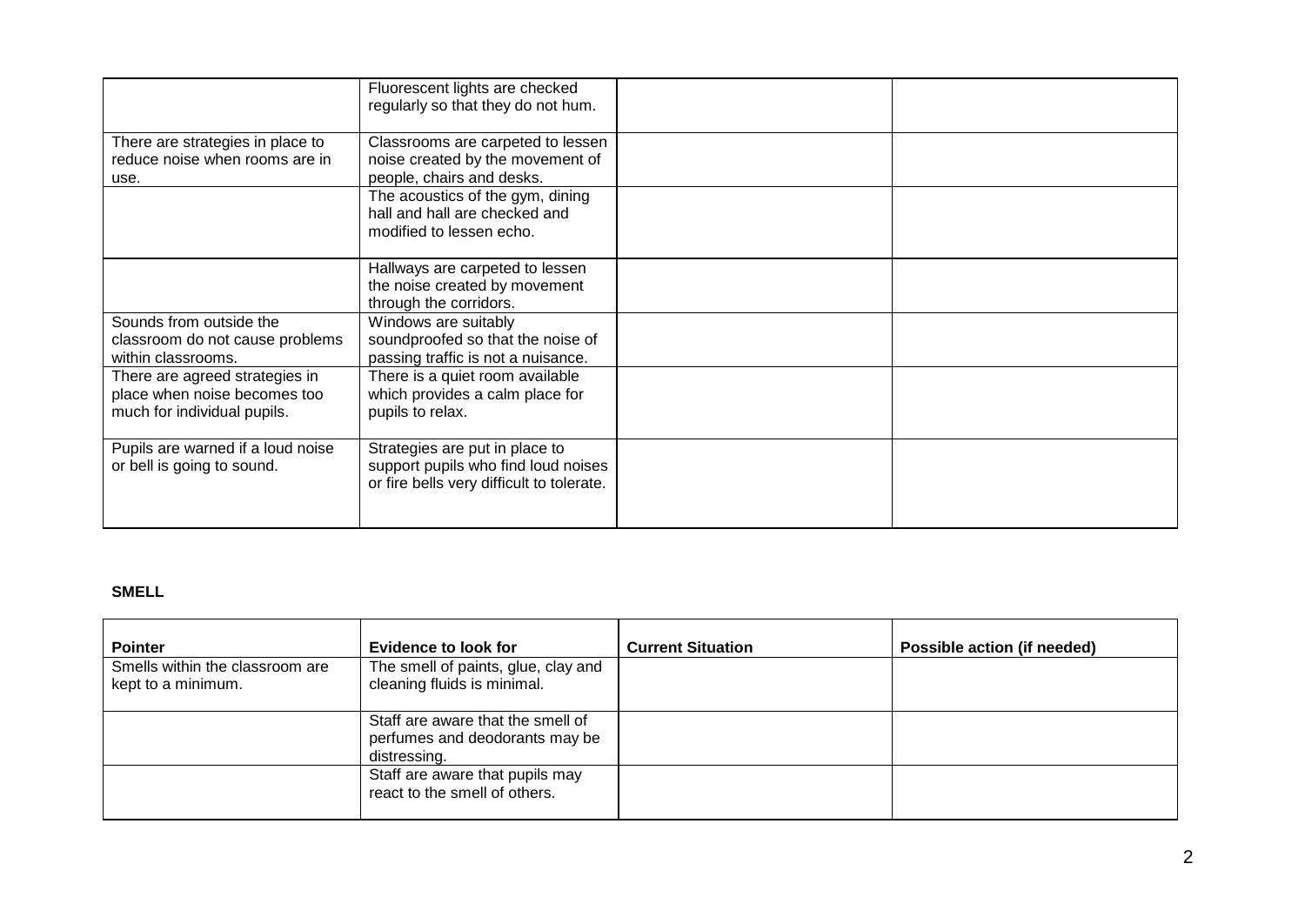| | | | |
|---|---|---|---|
| | Fluorescent lights are checked regularly so that they do not hum. | | |
| There are strategies in place to reduce noise when rooms are in use. | Classrooms are carpeted to lessen noise created by the movement of people, chairs and desks. | | |
| | The acoustics of the gym, dining hall and hall are checked and modified to lessen echo. | | |
| | Hallways are carpeted to lessen the noise created by movement through the corridors. | | |
| Sounds from outside the classroom do not cause problems within classrooms. | Windows are suitably soundproofed so that the noise of passing traffic is not a nuisance. | | |
| There are agreed strategies in place when noise becomes too much for individual pupils. | There is a quiet room available which provides a calm place for pupils to relax. | | |
| Pupils are warned if a loud noise or bell is going to sound. | Strategies are put in place to support pupils who find loud noises or fire bells very difficult to tolerate. | | |

**SMELL**

| Pointer | Evidence to look for | Current Situation | Possible action (if needed) |
|---|---|---|---|
| Smells within the classroom are kept to a minimum. | The smell of paints, glue, clay and cleaning fluids is minimal. | | |
| | Staff are aware that the smell of perfumes and deodorants may be distressing. | | |
| | Staff are aware that pupils may react to the smell of others. | | |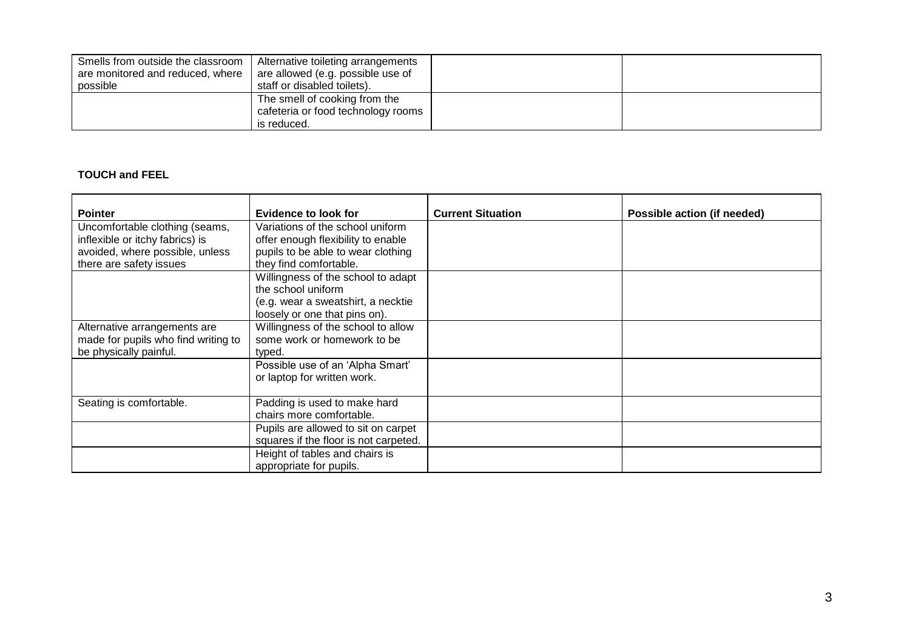| | | | |
|---|---|---|---|
| Smells from outside the classroom are monitored and reduced, where possible | Alternative toileting arrangements are allowed (e.g. possible use of staff or disabled toilets). | | |
| | The smell of cooking from the cafeteria or food technology rooms is reduced. | | |

**TOUCH and FEEL**

| Pointer | Evidence to look for | Current Situation | Possible action (if needed) |
|---|---|---|---|
| Uncomfortable clothing (seams, inflexible or itchy fabrics) is avoided, where possible, unless there are safety issues | Variations of the school uniform offer enough flexibility to enable pupils to be able to wear clothing they find comfortable. | | |
| | Willingness of the school to adapt the school uniform (e.g. wear a sweatshirt, a necktie loosely or one that pins on). | | |
| Alternative arrangements are made for pupils who find writing to be physically painful. | Willingness of the school to allow some work or homework to be typed. | | |
| | Possible use of an 'Alpha Smart' or laptop for written work. | | |
| Seating is comfortable. | Padding is used to make hard chairs more comfortable. | | |
| | Pupils are allowed to sit on carpet squares if the floor is not carpeted. | | |
| | Height of tables and chairs is appropriate for pupils. | | |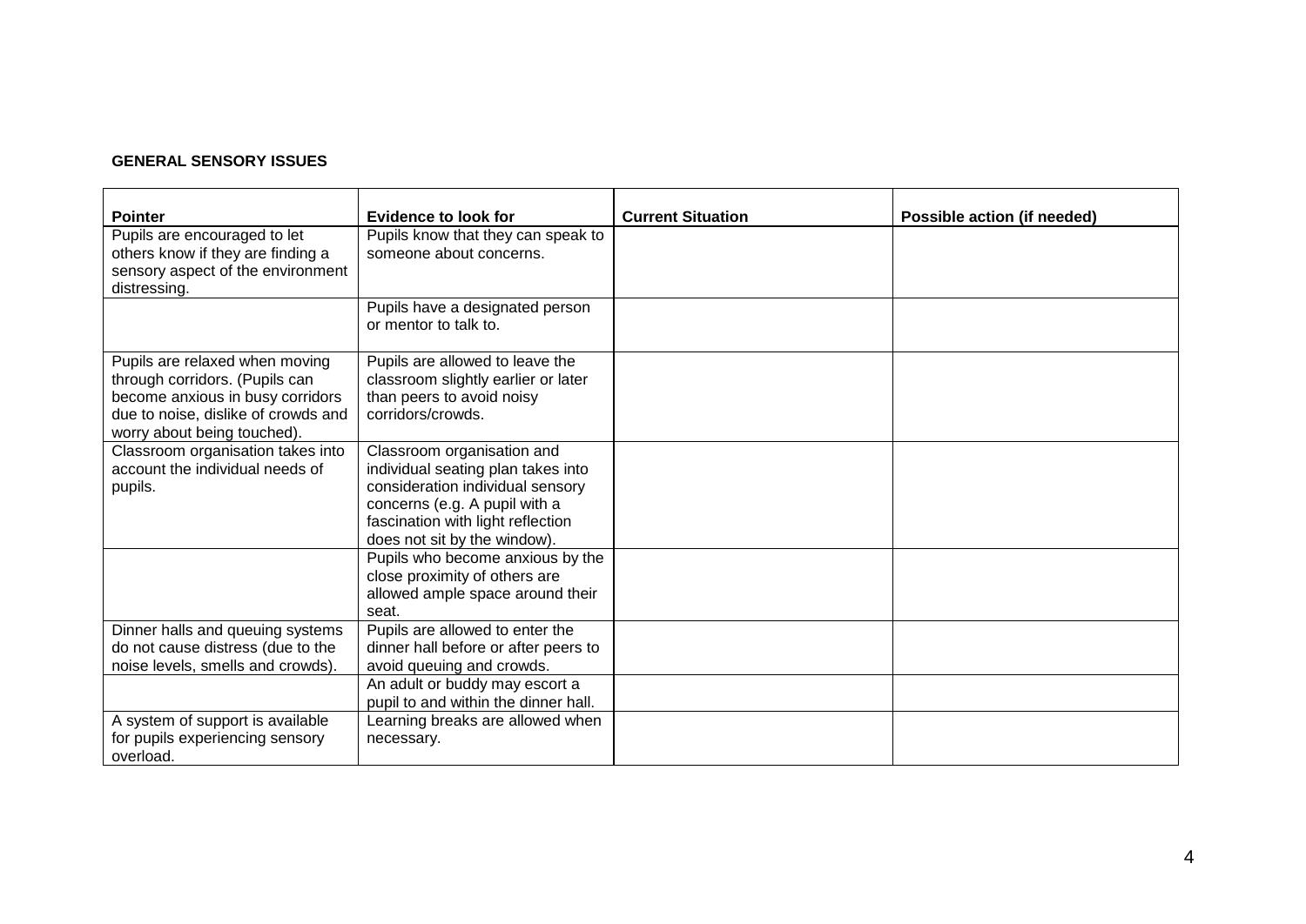**GENERAL SENSORY ISSUES**

| Pointer | Evidence to look for | Current Situation | Possible action (if needed) |
|---|---|---|---|
| Pupils are encouraged to let others know if they are finding a sensory aspect of the environment distressing. | Pupils know that they can speak to someone about concerns. | | |
| | Pupils have a designated person or mentor to talk to. | | |
| Pupils are relaxed when moving through corridors. (Pupils can become anxious in busy corridors due to noise, dislike of crowds and worry about being touched). | Pupils are allowed to leave the classroom slightly earlier or later than peers to avoid noisy corridors/crowds. | | |
| Classroom organisation takes into account the individual needs of pupils. | Classroom organisation and individual seating plan takes into consideration individual sensory concerns (e.g. A pupil with a fascination with light reflection does not sit by the window). | | |
| | Pupils who become anxious by the close proximity of others are allowed ample space around their seat. | | |
| Dinner halls and queuing systems do not cause distress (due to the noise levels, smells and crowds). | Pupils are allowed to enter the dinner hall before or after peers to avoid queuing and crowds. | | |
| | An adult or buddy may escort a pupil to and within the dinner hall. | | |
| A system of support is available for pupils experiencing sensory overload. | Learning breaks are allowed when necessary. | | |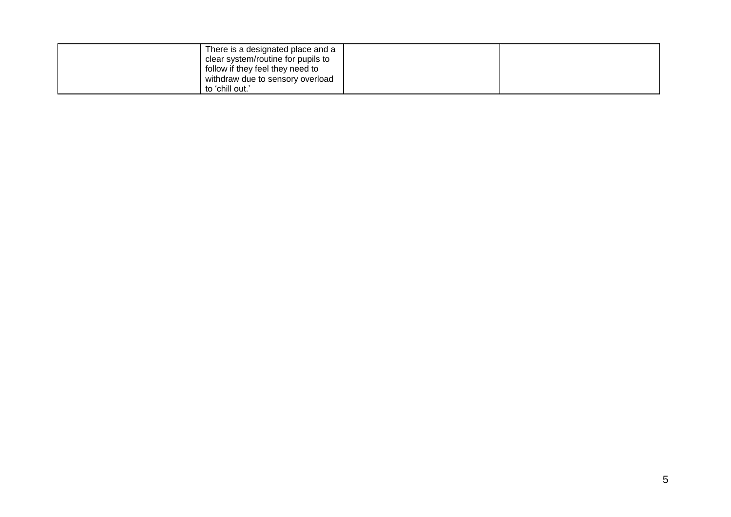| | | | |
|---|---|---|---|
| | There is a designated place and a clear system/routine for pupils to follow if they feel they need to withdraw due to sensory overload to ‘chill out.’ | | |